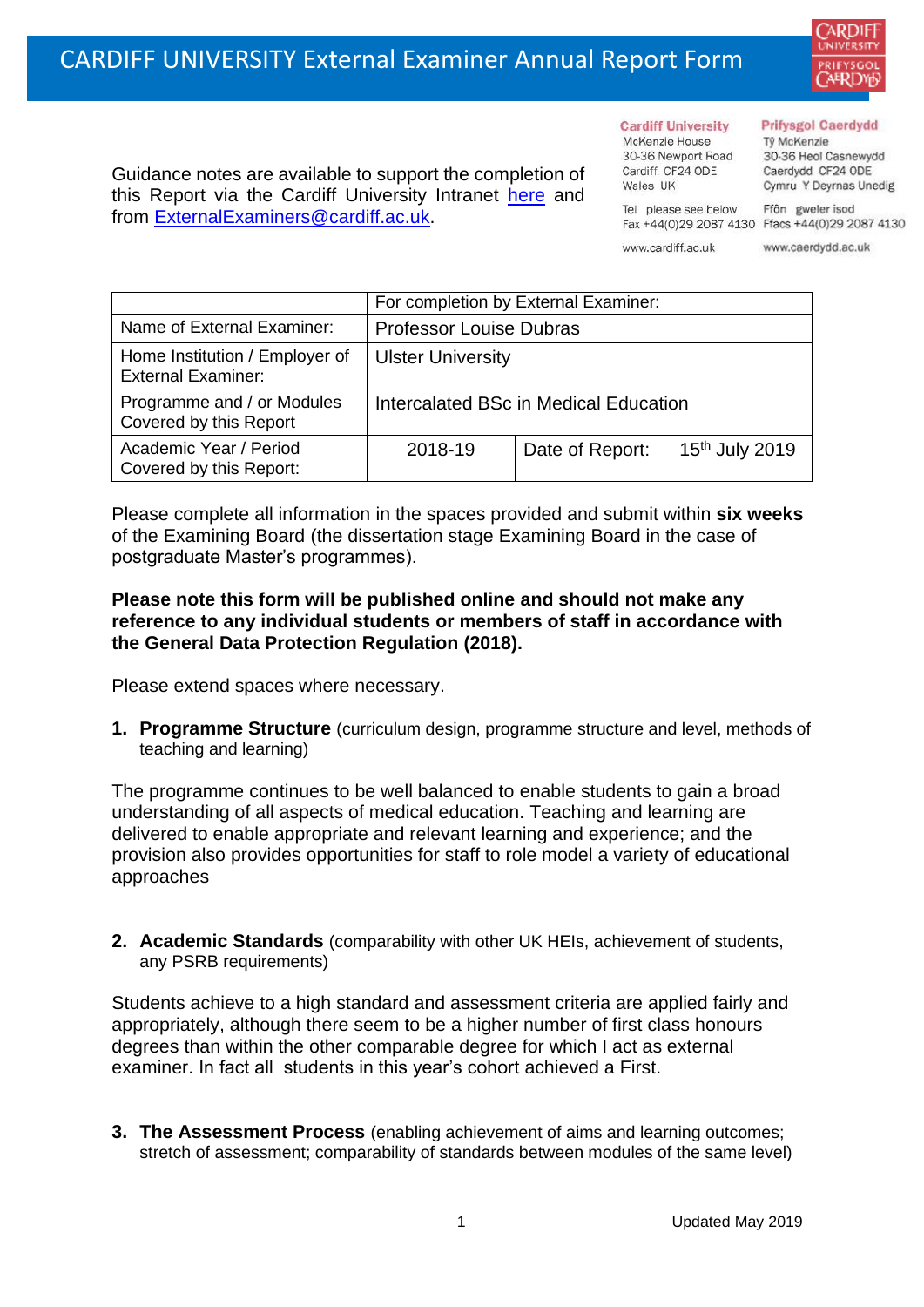# CARDIFF UNIVERSITY External Examiner Annual Report Form

Guidance notes are available to support the completion of this Report via the Cardiff University Intranet [here](#) and from ExternalExaminers@cardiff.ac.uk.

**Cardiff University**
McKenzie House
30-36 Newport Road
Cardiff CF24 0DE
Wales UK

Tel please see below
Fax +44(0)29 2087 4130

www.cardiff.ac.uk

**Prifysgol Caerdydd**
Tŷ McKenzie
30-36 Heol Casnewydd
Caerdydd CF24 0DE
Cymru Y Deyrnas Unedig

Ffôn gweler isod
Ffacs +44(0)29 2087 4130

www.caerdydd.ac.uk

| | For completion by External Examiner: | | |
|---|---|---|---|
| Name of External Examiner: | Professor Louise Dubras | | |
| Home Institution / Employer of External Examiner: | Ulster University | | |
| Programme and / or Modules Covered by this Report | Intercalated BSc in Medical Education | | |
| Academic Year / Period Covered by this Report: | 2018-19 | Date of Report: | 15th July 2019 |

Please complete all information in the spaces provided and submit within **six weeks** of the Examining Board (the dissertation stage Examining Board in the case of postgraduate Master's programmes).

**Please note this form will be published online and should not make any reference to any individual students or members of staff in accordance with the General Data Protection Regulation (2018).**

Please extend spaces where necessary.

1. **Programme Structure** (curriculum design, programme structure and level, methods of teaching and learning)

The programme continues to be well balanced to enable students to gain a broad understanding of all aspects of medical education. Teaching and learning are delivered to enable appropriate and relevant learning and experience; and the provision also provides opportunities for staff to role model a variety of educational approaches

2. **Academic Standards** (comparability with other UK HEIs, achievement of students, any PSRB requirements)

Students achieve to a high standard and assessment criteria are applied fairly and appropriately, although there seem to be a higher number of first class honours degrees than within the other comparable degree for which I act as external examiner. In fact all students in this year's cohort achieved a First.

3. **The Assessment Process** (enabling achievement of aims and learning outcomes; stretch of assessment; comparability of standards between modules of the same level)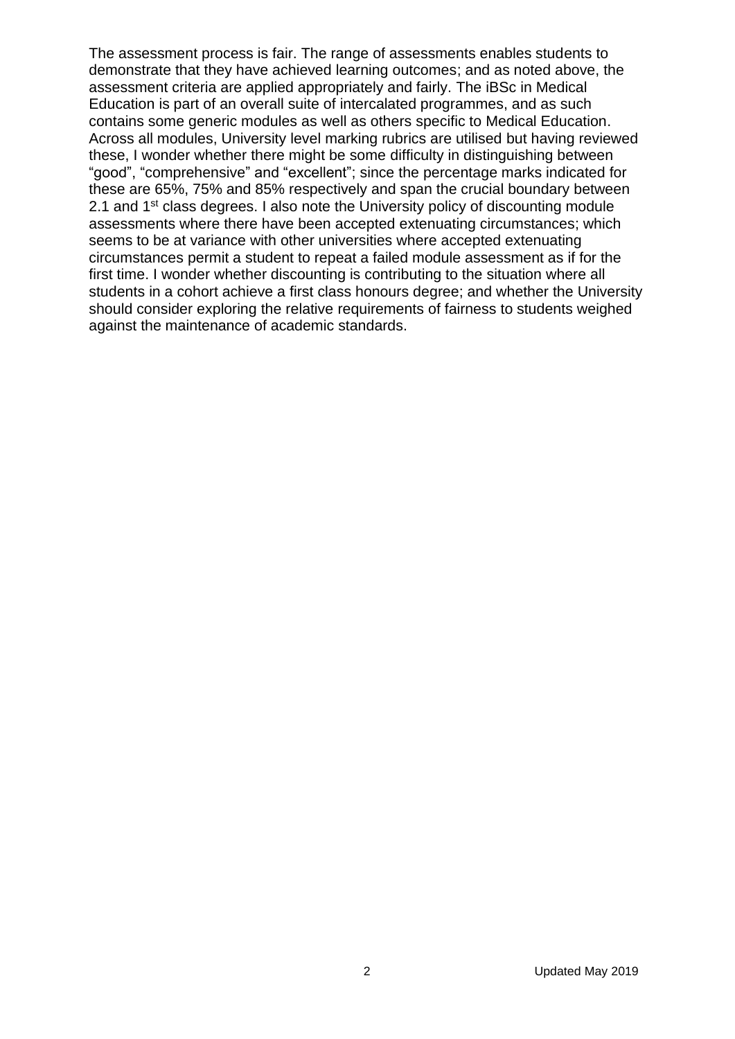The assessment process is fair. The range of assessments enables students to demonstrate that they have achieved learning outcomes; and as noted above, the assessment criteria are applied appropriately and fairly. The iBSc in Medical Education is part of an overall suite of intercalated programmes, and as such contains some generic modules as well as others specific to Medical Education. Across all modules, University level marking rubrics are utilised but having reviewed these, I wonder whether there might be some difficulty in distinguishing between "good", "comprehensive" and "excellent"; since the percentage marks indicated for these are 65%, 75% and 85% respectively and span the crucial boundary between 2.1 and 1st class degrees. I also note the University policy of discounting module assessments where there have been accepted extenuating circumstances; which seems to be at variance with other universities where accepted extenuating circumstances permit a student to repeat a failed module assessment as if for the first time. I wonder whether discounting is contributing to the situation where all students in a cohort achieve a first class honours degree; and whether the University should consider exploring the relative requirements of fairness to students weighed against the maintenance of academic standards.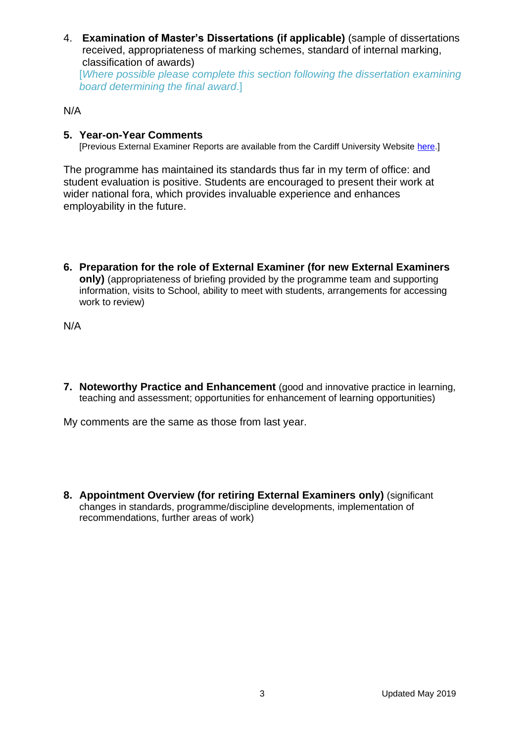4. **Examination of Master's Dissertations (if applicable)** (sample of dissertations received, appropriateness of marking schemes, standard of internal marking, classification of awards)
   [*Where possible please complete this section following the dissertation examining board determining the final award*.]

N/A

5. **Year-on-Year Comments**
   [Previous External Examiner Reports are available from the Cardiff University Website here.]

The programme has maintained its standards thus far in my term of office: and student evaluation is positive. Students are encouraged to present their work at wider national fora, which provides invaluable experience and enhances employability in the future.

6. **Preparation for the role of External Examiner (for new External Examiners only)** (appropriateness of briefing provided by the programme team and supporting information, visits to School, ability to meet with students, arrangements for accessing work to review)

N/A

7. **Noteworthy Practice and Enhancement** (good and innovative practice in learning, teaching and assessment; opportunities for enhancement of learning opportunities)

My comments are the same as those from last year.

8. **Appointment Overview (for retiring External Examiners only)** (significant changes in standards, programme/discipline developments, implementation of recommendations, further areas of work)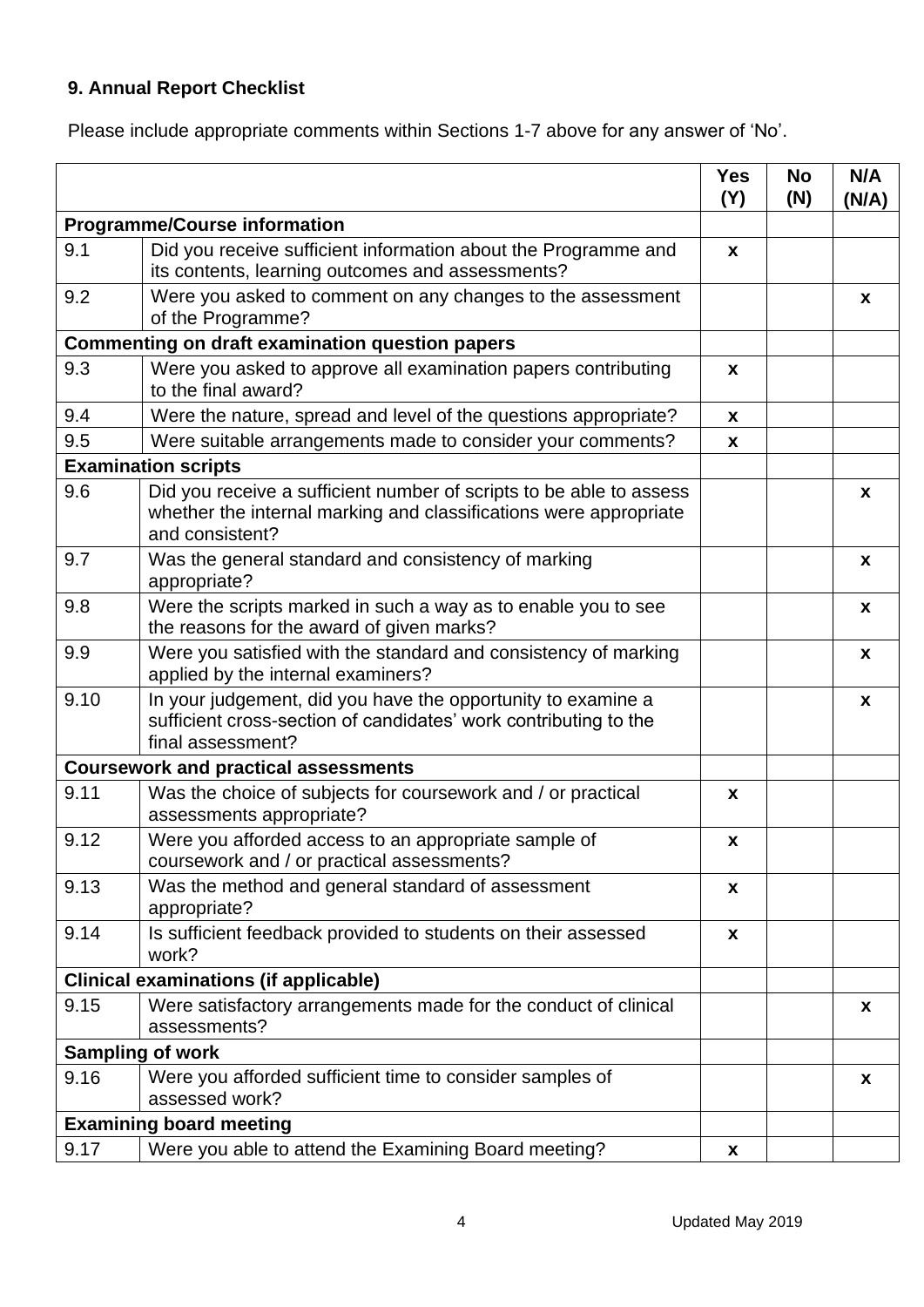### 9. Annual Report Checklist

Please include appropriate comments within Sections 1-7 above for any answer of 'No'.

| | | Yes (Y) | No (N) | N/A (N/A) |
|---|---|---|---|---|
| **Programme/Course information** | | | | |
| 9.1 | Did you receive sufficient information about the Programme and its contents, learning outcomes and assessments? | x | | |
| 9.2 | Were you asked to comment on any changes to the assessment of the Programme? | | | x |
| **Commenting on draft examination question papers** | | | | |
| 9.3 | Were you asked to approve all examination papers contributing to the final award? | x | | |
| 9.4 | Were the nature, spread and level of the questions appropriate? | x | | |
| 9.5 | Were suitable arrangements made to consider your comments? | x | | |
| **Examination scripts** | | | | |
| 9.6 | Did you receive a sufficient number of scripts to be able to assess whether the internal marking and classifications were appropriate and consistent? | | | x |
| 9.7 | Was the general standard and consistency of marking appropriate? | | | x |
| 9.8 | Were the scripts marked in such a way as to enable you to see the reasons for the award of given marks? | | | x |
| 9.9 | Were you satisfied with the standard and consistency of marking applied by the internal examiners? | | | x |
| 9.10 | In your judgement, did you have the opportunity to examine a sufficient cross-section of candidates' work contributing to the final assessment? | | | x |
| **Coursework and practical assessments** | | | | |
| 9.11 | Was the choice of subjects for coursework and / or practical assessments appropriate? | x | | |
| 9.12 | Were you afforded access to an appropriate sample of coursework and / or practical assessments? | x | | |
| 9.13 | Was the method and general standard of assessment appropriate? | x | | |
| 9.14 | Is sufficient feedback provided to students on their assessed work? | x | | |
| **Clinical examinations (if applicable)** | | | | |
| 9.15 | Were satisfactory arrangements made for the conduct of clinical assessments? | | | x |
| **Sampling of work** | | | | |
| 9.16 | Were you afforded sufficient time to consider samples of assessed work? | | | x |
| **Examining board meeting** | | | | |
| 9.17 | Were you able to attend the Examining Board meeting? | x | | |

Updated May 2019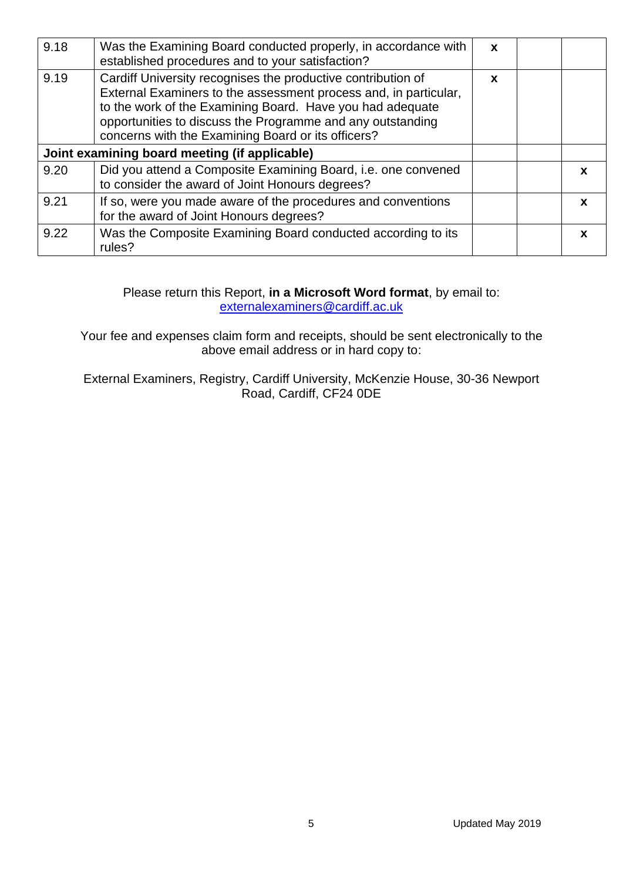| | | | | |
|---|---|---|---|---|
| 9.18 | Was the Examining Board conducted properly, in accordance with established procedures and to your satisfaction? | x | | |
| 9.19 | Cardiff University recognises the productive contribution of External Examiners to the assessment process and, in particular, to the work of the Examining Board. Have you had adequate opportunities to discuss the Programme and any outstanding concerns with the Examining Board or its officers? | x | | |
| **Joint examining board meeting (if applicable)** | | | | |
| 9.20 | Did you attend a Composite Examining Board, i.e. one convened to consider the award of Joint Honours degrees? | | | x |
| 9.21 | If so, were you made aware of the procedures and conventions for the award of Joint Honours degrees? | | | x |
| 9.22 | Was the Composite Examining Board conducted according to its rules? | | | x |

Please return this Report, **in a Microsoft Word format**, by email to: externalexaminers@cardiff.ac.uk

Your fee and expenses claim form and receipts, should be sent electronically to the above email address or in hard copy to:

External Examiners, Registry, Cardiff University, McKenzie House, 30-36 Newport Road, Cardiff, CF24 0DE

Updated May 2019